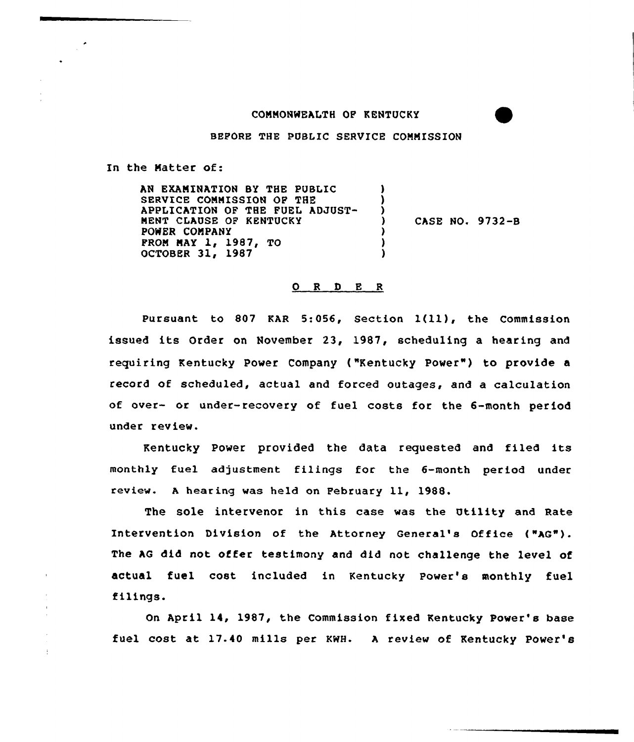COMMONWEALTH OF KENTUCKY

BEFORE THE PUBLIC SERVICE COMMISSION

In the Matter of:

| | | |
|---|---|---|
| AN EXAMINATION BY THE PUBLIC SERVICE COMMISSION OF THE APPLICATION OF THE FUEL ADJUSTMENT CLAUSE OF KENTUCKY POWER COMPANY FROM MAY 1, 1987, TO OCTOBER 31, 1987 | ) | CASE NO. 9732-B |

## O R D E R

Pursuant to 807 KAR 5:056, Section 1(11), the Commission issued its Order on November 23, 1987, scheduling a hearing and requiring Kentucky Power Company ("Kentucky Power") to provide a record of scheduled, actual and forced outages, and a calculation of over- or under-recovery of fuel costs for the 6-month period under review.

Kentucky Power provided the data requested and filed its monthly fuel adjustment filings for the 6-month period under review. A hearing was held on February 11, 1988.

The sole intervenor in this case was the Utility and Rate Intervention Division of the Attorney General's Office ("AG"). The AG did not offer testimony and did not challenge the level of actual fuel cost included in Kentucky Power's monthly fuel filings.

On April 14, 1987, the Commission fixed Kentucky Power's base fuel cost at 17.40 mills per KWH. A review of Kentucky Power's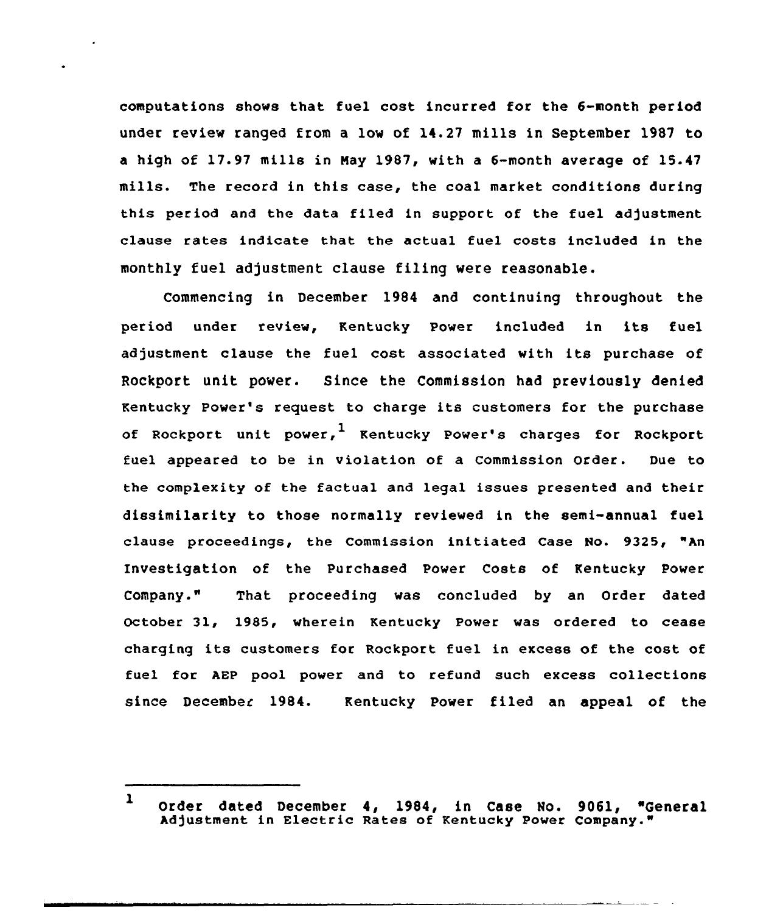computations shows that fuel cost incurred for the 6-month period under review ranged from a low of 14.27 mills in September 1987 to a high of 17.97 mills in May 1987, with a 6-month average of 15.47 mills. The record in this case, the coal market conditions during this period and the data filed in support of the fuel adjustment clause rates indicate that the actual fuel costs included in the monthly fuel adjustment clause filing were reasonable.

Commencing in December 1984 and continuing throughout the period under review, Kentucky Power included in its fuel adjustment clause the fuel cost associated with its purchase of Rockport unit power. Since the Commission had previously denied Kentucky Power's request to charge its customers for the purchase of Rockport unit power,[1] Kentucky Power's charges for Rockport fuel appeared to be in violation of a Commission Order. Due to the complexity of the factual and legal issues presented and their dissimilarity to those normally reviewed in the semi-annual fuel clause proceedings, the Commission initiated Case No. 9325, "An Investigation of the Purchased Power Costs of Kentucky Power Company." That proceeding was concluded by an Order dated October 31, 1985, wherein Kentucky Power was ordered to cease charging its customers for Rockport fuel in excess of the cost of fuel for AEP pool power and to refund such excess collections since December 1984. Kentucky Power filed an appeal of the

---

[1] Order dated December 4, 1984, in Case No. 9061, "General Adjustment in Electric Rates of Kentucky Power Company."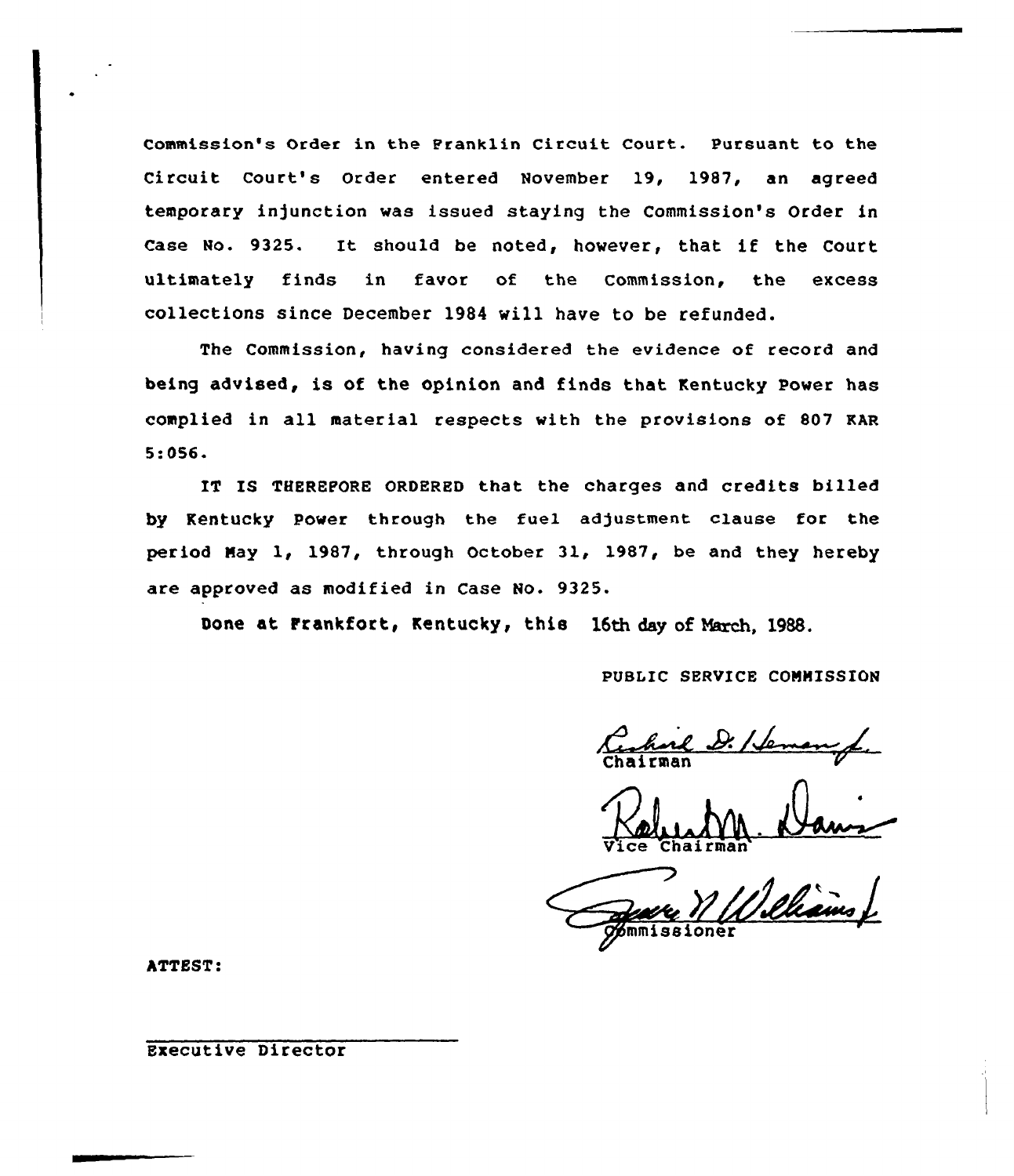Commission's Order in the Franklin Circuit Court. Pursuant to the Circuit Court's Order entered November 19, 1987, an agreed temporary injunction was issued staying the Commission's Order in Case No. 9325. It should be noted, however, that if the Court ultimately finds in favor of the Commission, the excess collections since December 1984 will have to be refunded.

The Commission, having considered the evidence of record and being advised, is of the opinion and finds that Kentucky Power has complied in all material respects with the provisions of 807 KAR 5:056.

IT IS THEREFORE ORDERED that the charges and credits billed by Kentucky Power through the fuel adjustment clause for the period May 1, 1987, through October 31, 1987, be and they hereby are approved as modified in Case No. 9325.

Done at Frankfort, Kentucky, this 16th day of March, 1988.

PUBLIC SERVICE COMMISSION

Chairman

Vice Chairman

Commissioner

ATTEST:

Executive Director